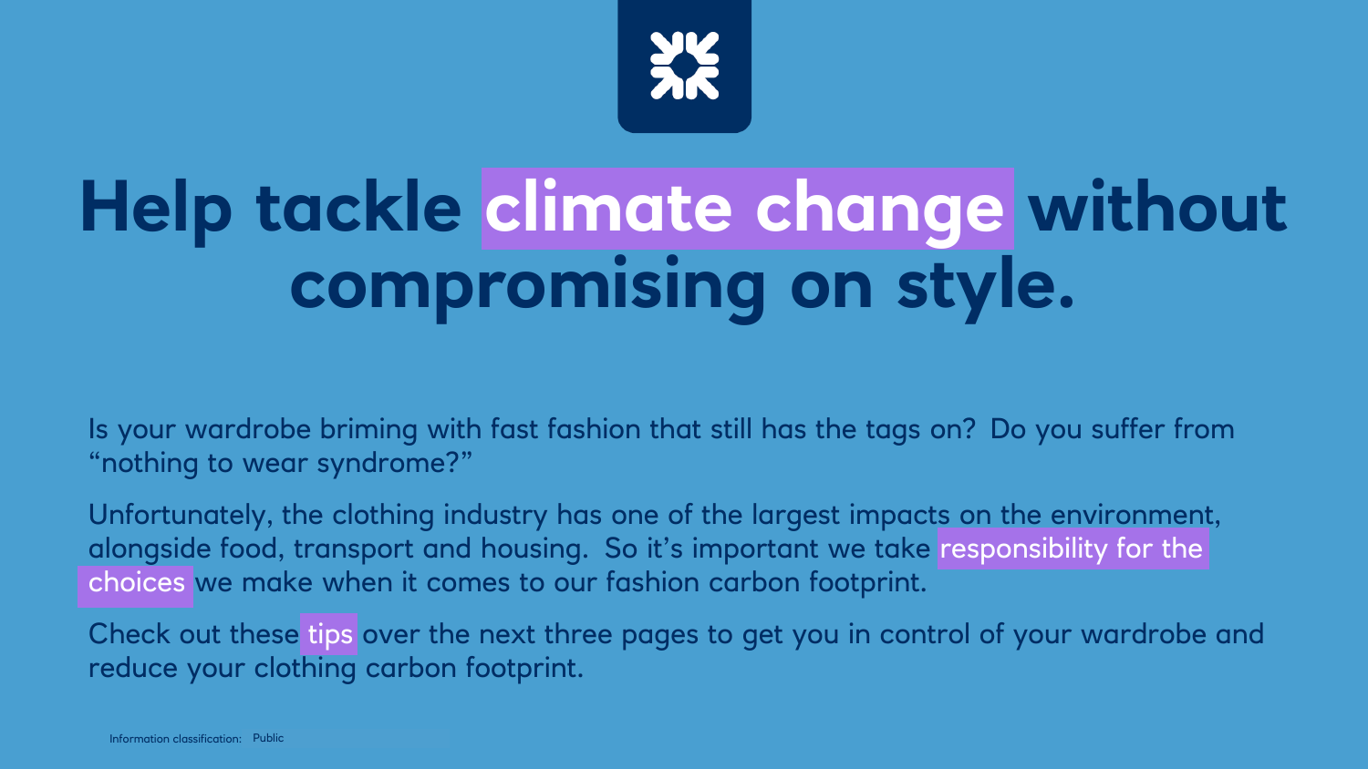# Help tackle climate change without compromising on style.

Is your wardrobe briming with fast fashion that still has the tags on?  Do you suffer from "nothing to wear syndrome?"

Unfortunately, the clothing industry has one of the largest impacts on the environment, alongside food, transport and housing.  So it's important we take responsibility for the choices we make when it comes to our fashion carbon footprint.

Check out these tips over the next three pages to get you in control of your wardrobe and reduce your clothing carbon footprint.

Information classification: Public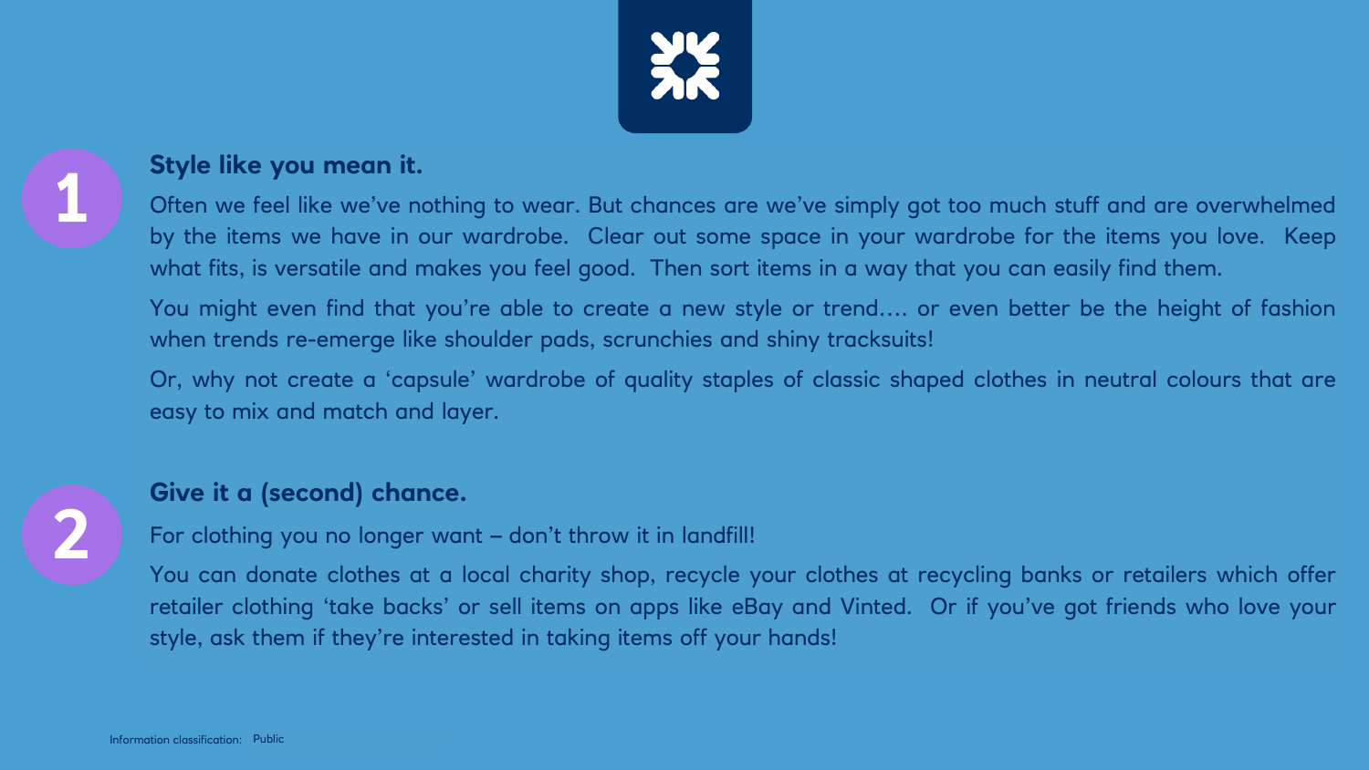## 1 Style like you mean it.

Often we feel like we've nothing to wear. But chances are we've simply got too much stuff and are overwhelmed by the items we have in our wardrobe. Clear out some space in your wardrobe for the items you love. Keep what fits, is versatile and makes you feel good. Then sort items in a way that you can easily find them.

You might even find that you're able to create a new style or trend…. or even better be the height of fashion when trends re-emerge like shoulder pads, scrunchies and shiny tracksuits!

Or, why not create a 'capsule' wardrobe of quality staples of classic shaped clothes in neutral colours that are easy to mix and match and layer.

## 2 Give it a (second) chance.

For clothing you no longer want – don't throw it in landfill!

You can donate clothes at a local charity shop, recycle your clothes at recycling banks or retailers which offer retailer clothing 'take backs' or sell items on apps like eBay and Vinted. Or if you've got friends who love your style, ask them if they're interested in taking items off your hands!

Information classification: Public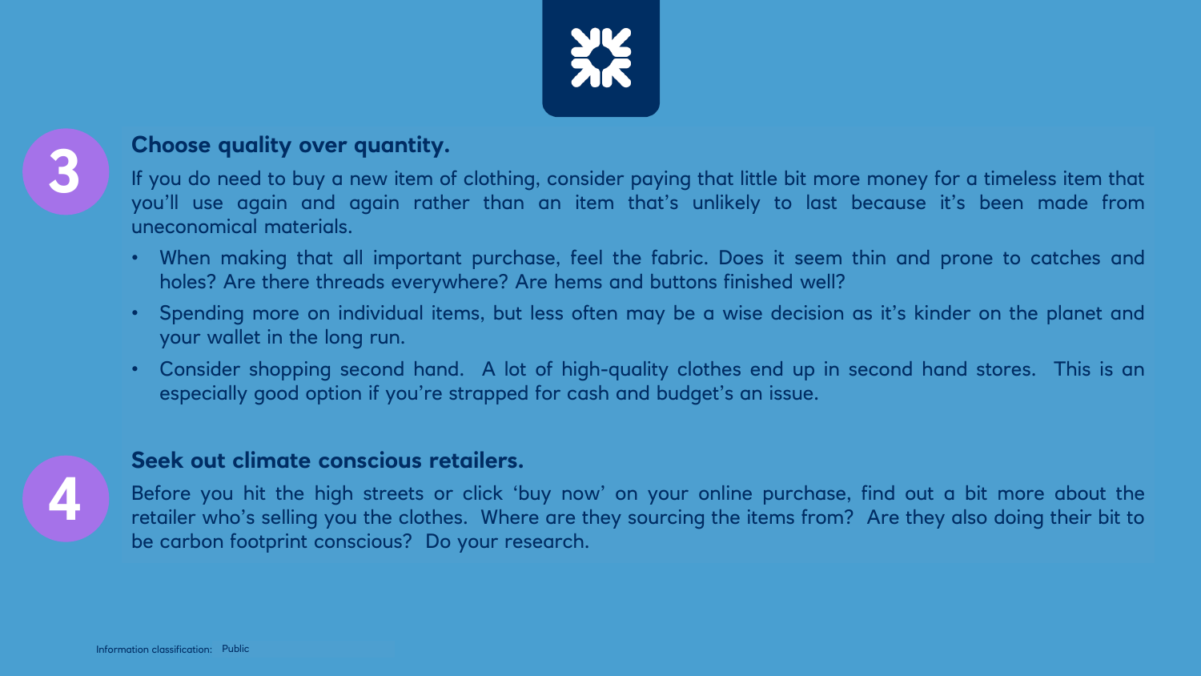## 3

### Choose quality over quantity.

If you do need to buy a new item of clothing, consider paying that little bit more money for a timeless item that you'll use again and again rather than an item that's unlikely to last because it's been made from uneconomical materials.

- When making that all important purchase, feel the fabric. Does it seem thin and prone to catches and holes? Are there threads everywhere? Are hems and buttons finished well?
- Spending more on individual items, but less often may be a wise decision as it's kinder on the planet and your wallet in the long run.
- Consider shopping second hand. A lot of high-quality clothes end up in second hand stores. This is an especially good option if you're strapped for cash and budget's an issue.

## 4

### Seek out climate conscious retailers.

Before you hit the high streets or click 'buy now' on your online purchase, find out a bit more about the retailer who's selling you the clothes. Where are they sourcing the items from? Are they also doing their bit to be carbon footprint conscious? Do your research.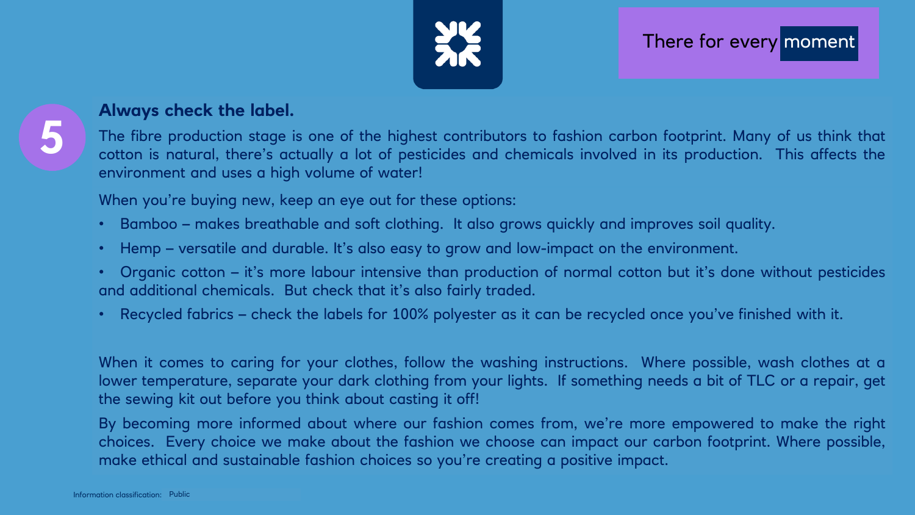There for every moment

## 5 Always check the label.

The fibre production stage is one of the highest contributors to fashion carbon footprint. Many of us think that cotton is natural, there's actually a lot of pesticides and chemicals involved in its production. This affects the environment and uses a high volume of water!

When you're buying new, keep an eye out for these options:

- Bamboo – makes breathable and soft clothing. It also grows quickly and improves soil quality.
- Hemp – versatile and durable. It's also easy to grow and low-impact on the environment.
- Organic cotton – it's more labour intensive than production of normal cotton but it's done without pesticides and additional chemicals. But check that it's also fairly traded.
- Recycled fabrics – check the labels for 100% polyester as it can be recycled once you've finished with it.

When it comes to caring for your clothes, follow the washing instructions. Where possible, wash clothes at a lower temperature, separate your dark clothing from your lights. If something needs a bit of TLC or a repair, get the sewing kit out before you think about casting it off!

By becoming more informed about where our fashion comes from, we're more empowered to make the right choices. Every choice we make about the fashion we choose can impact our carbon footprint. Where possible, make ethical and sustainable fashion choices so you're creating a positive impact.

Information classification: Public